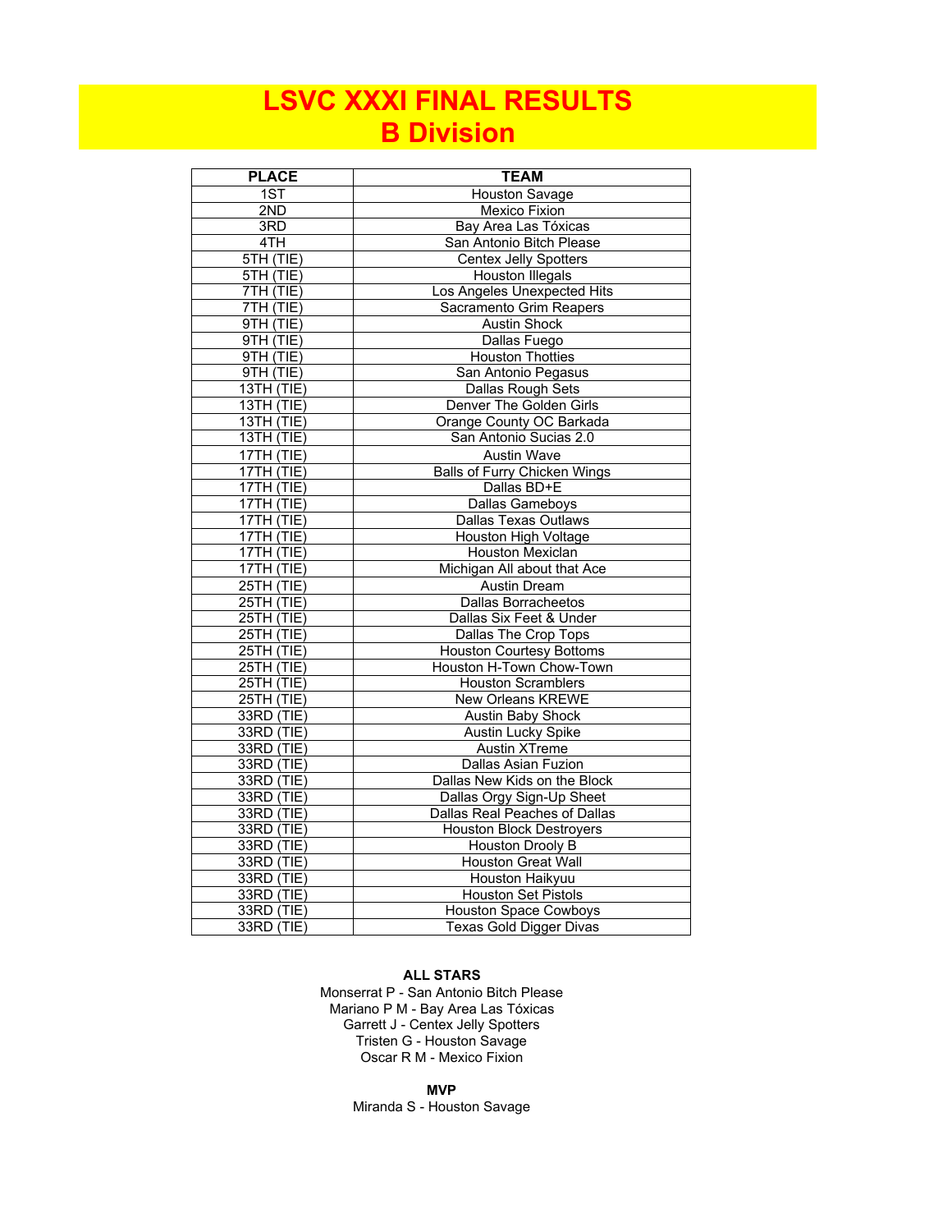# LSVC XXXI FINAL RESULTS
# B Division

| PLACE | TEAM |
|---|---|
| 1ST | Houston Savage |
| 2ND | Mexico Fixion |
| 3RD | Bay Area Las Tóxicas |
| 4TH | San Antonio Bitch Please |
| 5TH (TIE) | Centex Jelly Spotters |
| 5TH (TIE) | Houston Illegals |
| 7TH (TIE) | Los Angeles Unexpected Hits |
| 7TH (TIE) | Sacramento Grim Reapers |
| 9TH (TIE) | Austin Shock |
| 9TH (TIE) | Dallas Fuego |
| 9TH (TIE) | Houston Thotties |
| 9TH (TIE) | San Antonio Pegasus |
| 13TH (TIE) | Dallas Rough Sets |
| 13TH (TIE) | Denver The Golden Girls |
| 13TH (TIE) | Orange County OC Barkada |
| 13TH (TIE) | San Antonio Sucias 2.0 |
| 17TH (TIE) | Austin Wave |
| 17TH (TIE) | Balls of Furry Chicken Wings |
| 17TH (TIE) | Dallas BD+E |
| 17TH (TIE) | Dallas Gameboys |
| 17TH (TIE) | Dallas Texas Outlaws |
| 17TH (TIE) | Houston High Voltage |
| 17TH (TIE) | Houston Mexiclan |
| 17TH (TIE) | Michigan All about that Ace |
| 25TH (TIE) | Austin Dream |
| 25TH (TIE) | Dallas Borracheetos |
| 25TH (TIE) | Dallas Six Feet & Under |
| 25TH (TIE) | Dallas The Crop Tops |
| 25TH (TIE) | Houston Courtesy Bottoms |
| 25TH (TIE) | Houston H-Town Chow-Town |
| 25TH (TIE) | Houston Scramblers |
| 25TH (TIE) | New Orleans KREWE |
| 33RD (TIE) | Austin Baby Shock |
| 33RD (TIE) | Austin Lucky Spike |
| 33RD (TIE) | Austin XTreme |
| 33RD (TIE) | Dallas Asian Fuzion |
| 33RD (TIE) | Dallas New Kids on the Block |
| 33RD (TIE) | Dallas Orgy Sign-Up Sheet |
| 33RD (TIE) | Dallas Real Peaches of Dallas |
| 33RD (TIE) | Houston Block Destroyers |
| 33RD (TIE) | Houston Drooly B |
| 33RD (TIE) | Houston Great Wall |
| 33RD (TIE) | Houston Haikyuu |
| 33RD (TIE) | Houston Set Pistols |
| 33RD (TIE) | Houston Space Cowboys |
| 33RD (TIE) | Texas Gold Digger Divas |

**ALL STARS**

Monserrat P - San Antonio Bitch Please
Mariano P M - Bay Area Las Tóxicas
Garrett J - Centex Jelly Spotters
Tristen G - Houston Savage
Oscar R M - Mexico Fixion

**MVP**

Miranda S - Houston Savage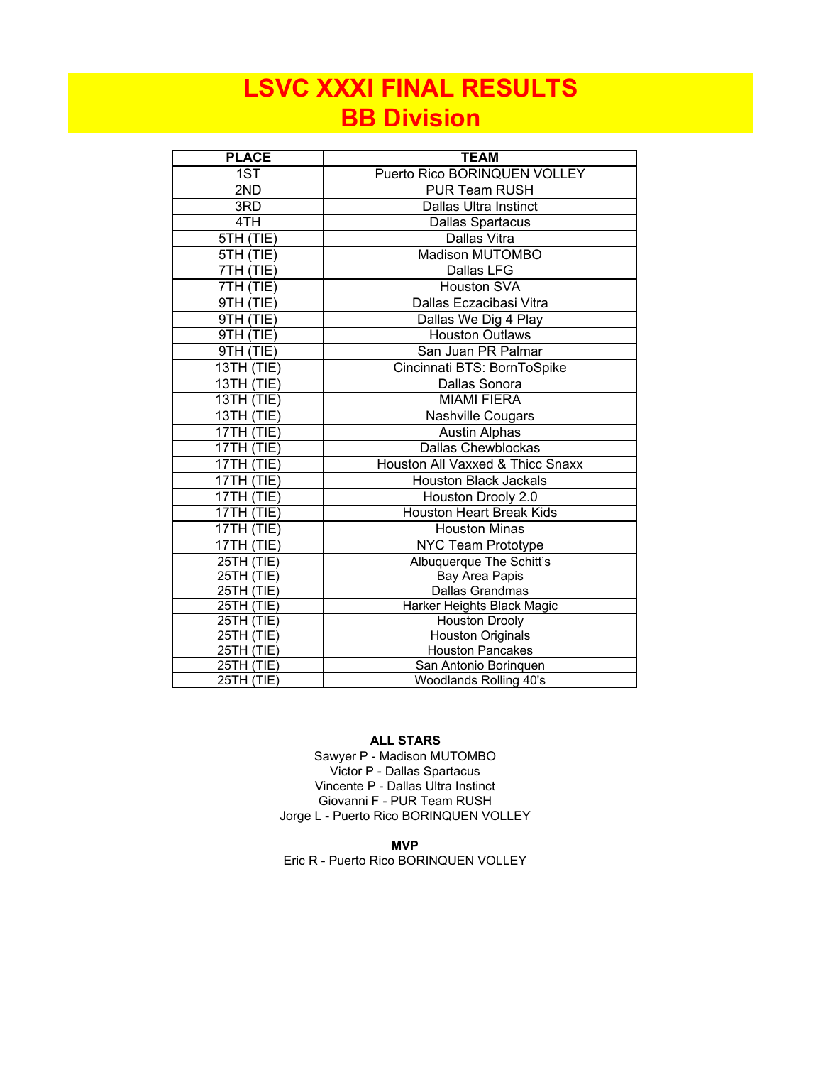# LSVC XXXI FINAL RESULTS
# BB Division

| PLACE | TEAM |
|---|---|
| 1ST | Puerto Rico BORINQUEN VOLLEY |
| 2ND | PUR Team RUSH |
| 3RD | Dallas Ultra Instinct |
| 4TH | Dallas Spartacus |
| 5TH (TIE) | Dallas Vitra |
| 5TH (TIE) | Madison MUTOMBO |
| 7TH (TIE) | Dallas LFG |
| 7TH (TIE) | Houston SVA |
| 9TH (TIE) | Dallas Eczacibasi Vitra |
| 9TH (TIE) | Dallas We Dig 4 Play |
| 9TH (TIE) | Houston Outlaws |
| 9TH (TIE) | San Juan PR Palmar |
| 13TH (TIE) | Cincinnati BTS: BornToSpike |
| 13TH (TIE) | Dallas Sonora |
| 13TH (TIE) | MIAMI FIERA |
| 13TH (TIE) | Nashville Cougars |
| 17TH (TIE) | Austin Alphas |
| 17TH (TIE) | Dallas Chewblockas |
| 17TH (TIE) | Houston All Vaxxed & Thicc Snaxx |
| 17TH (TIE) | Houston Black Jackals |
| 17TH (TIE) | Houston Drooly 2.0 |
| 17TH (TIE) | Houston Heart Break Kids |
| 17TH (TIE) | Houston Minas |
| 17TH (TIE) | NYC Team Prototype |
| 25TH (TIE) | Albuquerque The Schitt's |
| 25TH (TIE) | Bay Area Papis |
| 25TH (TIE) | Dallas Grandmas |
| 25TH (TIE) | Harker Heights Black Magic |
| 25TH (TIE) | Houston Drooly |
| 25TH (TIE) | Houston Originals |
| 25TH (TIE) | Houston Pancakes |
| 25TH (TIE) | San Antonio Borinquen |
| 25TH (TIE) | Woodlands Rolling 40's |

**ALL STARS**

Sawyer P - Madison MUTOMBO
Victor P - Dallas Spartacus
Vincente P - Dallas Ultra Instinct
Giovanni F - PUR Team RUSH
Jorge L - Puerto Rico BORINQUEN VOLLEY

**MVP**

Eric R - Puerto Rico BORINQUEN VOLLEY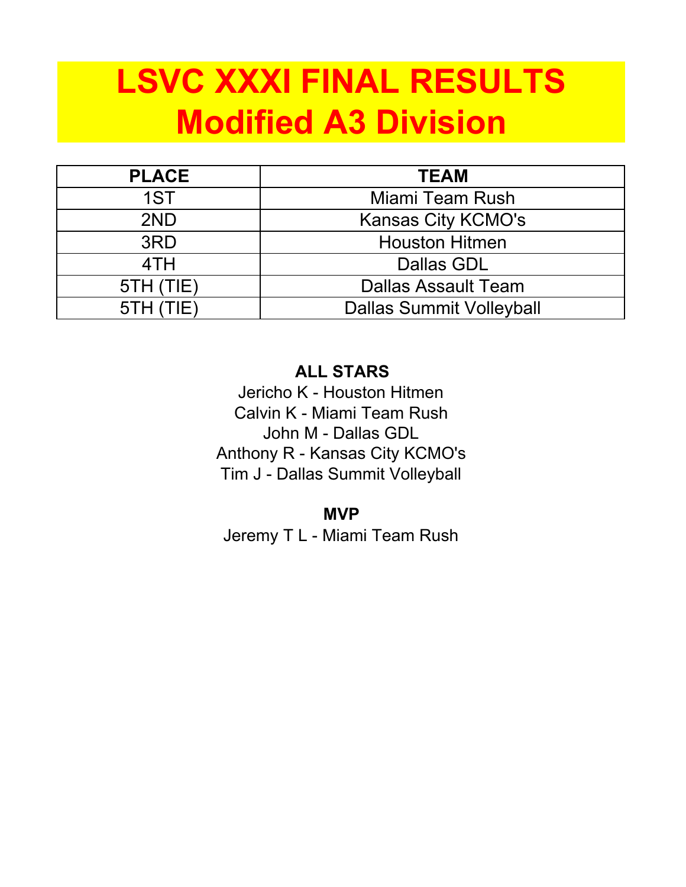# LSVC XXXI FINAL RESULTS
# Modified A3 Division

| PLACE | TEAM |
|---|---|
| 1ST | Miami Team Rush |
| 2ND | Kansas City KCMO's |
| 3RD | Houston Hitmen |
| 4TH | Dallas GDL |
| 5TH (TIE) | Dallas Assault Team |
| 5TH (TIE) | Dallas Summit Volleyball |

**ALL STARS**

Jericho K - Houston Hitmen
Calvin K - Miami Team Rush
John M - Dallas GDL
Anthony R - Kansas City KCMO's
Tim J - Dallas Summit Volleyball

**MVP**

Jeremy T L - Miami Team Rush